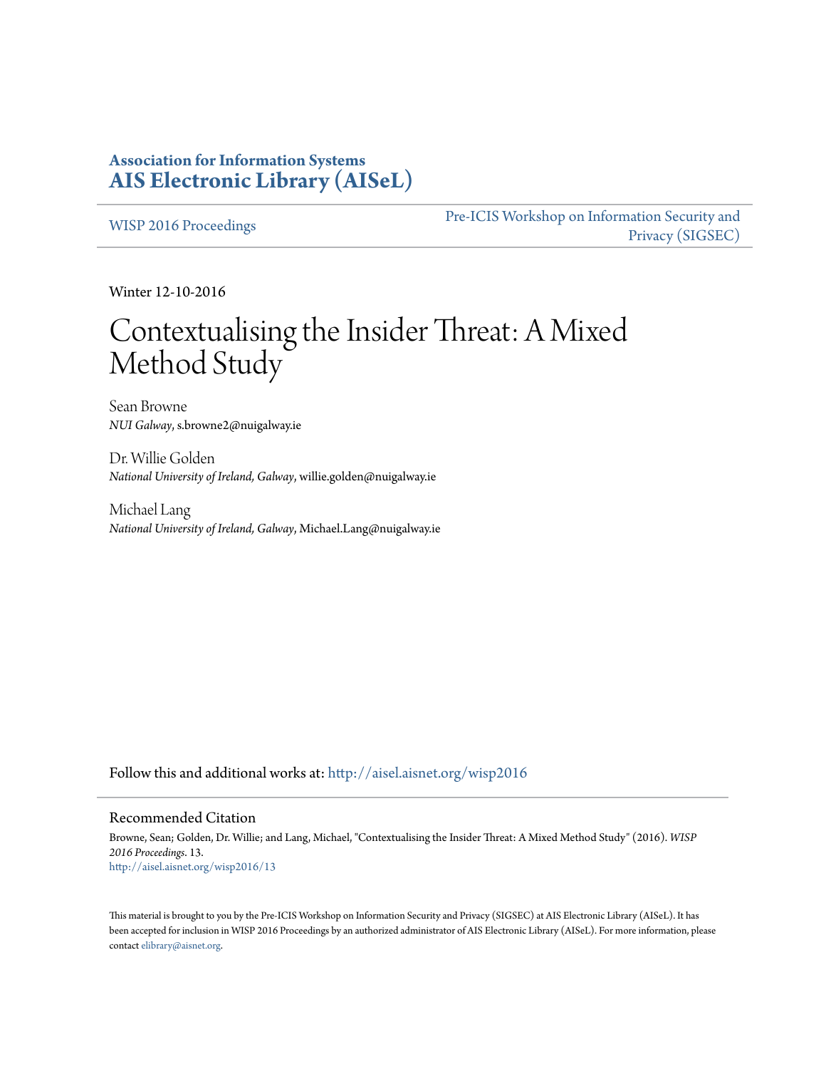**Association for Information Systems**
**[AIS Electronic Library (AISeL)](http://aisel.aisnet.org)**

WISP 2016 Proceedings | Pre-ICIS Workshop on Information Security and Privacy (SIGSEC)

Winter 12-10-2016

# Contextualising the Insider Threat: A Mixed Method Study

Sean Browne
*NUI Galway*, s.browne2@nuigalway.ie

Dr. Willie Golden
*National University of Ireland, Galway*, willie.golden@nuigalway.ie

Michael Lang
*National University of Ireland, Galway*, Michael.Lang@nuigalway.ie

Follow this and additional works at: http://aisel.aisnet.org/wisp2016

## Recommended Citation

Browne, Sean; Golden, Dr. Willie; and Lang, Michael, "Contextualising the Insider Threat: A Mixed Method Study" (2016). *WISP 2016 Proceedings*. 13.
http://aisel.aisnet.org/wisp2016/13

This material is brought to you by the Pre-ICIS Workshop on Information Security and Privacy (SIGSEC) at AIS Electronic Library (AISeL). It has been accepted for inclusion in WISP 2016 Proceedings by an authorized administrator of AIS Electronic Library (AISeL). For more information, please contact elibrary@aisnet.org.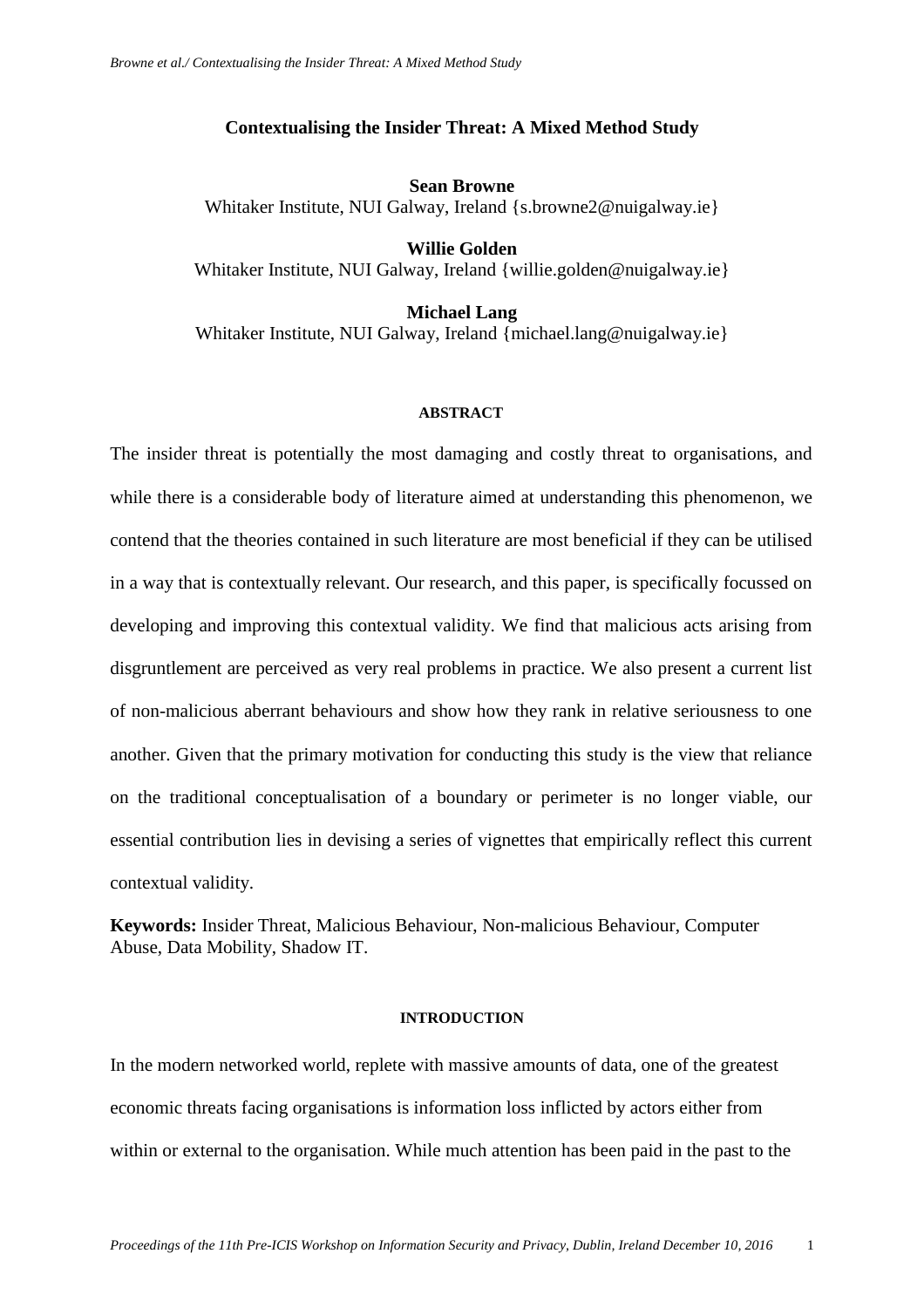# Contextualising the Insider Threat: A Mixed Method Study

**Sean Browne**
Whitaker Institute, NUI Galway, Ireland {s.browne2@nuigalway.ie}

**Willie Golden**
Whitaker Institute, NUI Galway, Ireland {willie.golden@nuigalway.ie}

**Michael Lang**
Whitaker Institute, NUI Galway, Ireland {michael.lang@nuigalway.ie}

## ABSTRACT

The insider threat is potentially the most damaging and costly threat to organisations, and while there is a considerable body of literature aimed at understanding this phenomenon, we contend that the theories contained in such literature are most beneficial if they can be utilised in a way that is contextually relevant. Our research, and this paper, is specifically focussed on developing and improving this contextual validity. We find that malicious acts arising from disgruntlement are perceived as very real problems in practice. We also present a current list of non-malicious aberrant behaviours and show how they rank in relative seriousness to one another. Given that the primary motivation for conducting this study is the view that reliance on the traditional conceptualisation of a boundary or perimeter is no longer viable, our essential contribution lies in devising a series of vignettes that empirically reflect this current contextual validity.

**Keywords:** Insider Threat, Malicious Behaviour, Non-malicious Behaviour, Computer Abuse, Data Mobility, Shadow IT.

## INTRODUCTION

In the modern networked world, replete with massive amounts of data, one of the greatest economic threats facing organisations is information loss inflicted by actors either from within or external to the organisation. While much attention has been paid in the past to the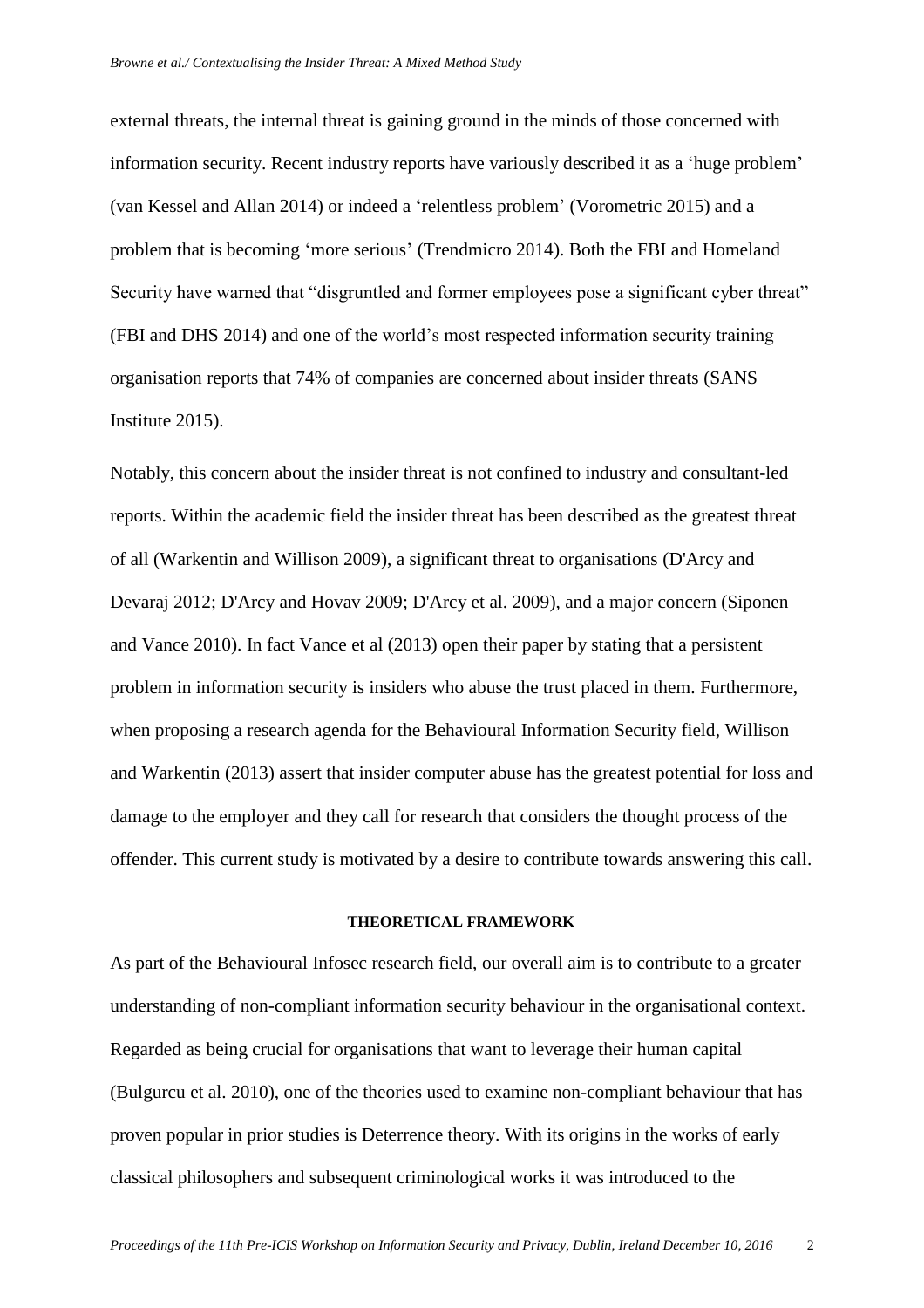external threats, the internal threat is gaining ground in the minds of those concerned with information security. Recent industry reports have variously described it as a 'huge problem' (van Kessel and Allan 2014) or indeed a 'relentless problem' (Vorometric 2015) and a problem that is becoming 'more serious' (Trendmicro 2014). Both the FBI and Homeland Security have warned that "disgruntled and former employees pose a significant cyber threat" (FBI and DHS 2014) and one of the world's most respected information security training organisation reports that 74% of companies are concerned about insider threats (SANS Institute 2015).

Notably, this concern about the insider threat is not confined to industry and consultant-led reports. Within the academic field the insider threat has been described as the greatest threat of all (Warkentin and Willison 2009), a significant threat to organisations (D'Arcy and Devaraj 2012; D'Arcy and Hovav 2009; D'Arcy et al. 2009), and a major concern (Siponen and Vance 2010). In fact Vance et al (2013) open their paper by stating that a persistent problem in information security is insiders who abuse the trust placed in them. Furthermore, when proposing a research agenda for the Behavioural Information Security field, Willison and Warkentin (2013) assert that insider computer abuse has the greatest potential for loss and damage to the employer and they call for research that considers the thought process of the offender. This current study is motivated by a desire to contribute towards answering this call.

## THEORETICAL FRAMEWORK

As part of the Behavioural Infosec research field, our overall aim is to contribute to a greater understanding of non-compliant information security behaviour in the organisational context. Regarded as being crucial for organisations that want to leverage their human capital (Bulgurcu et al. 2010), one of the theories used to examine non-compliant behaviour that has proven popular in prior studies is Deterrence theory. With its origins in the works of early classical philosophers and subsequent criminological works it was introduced to the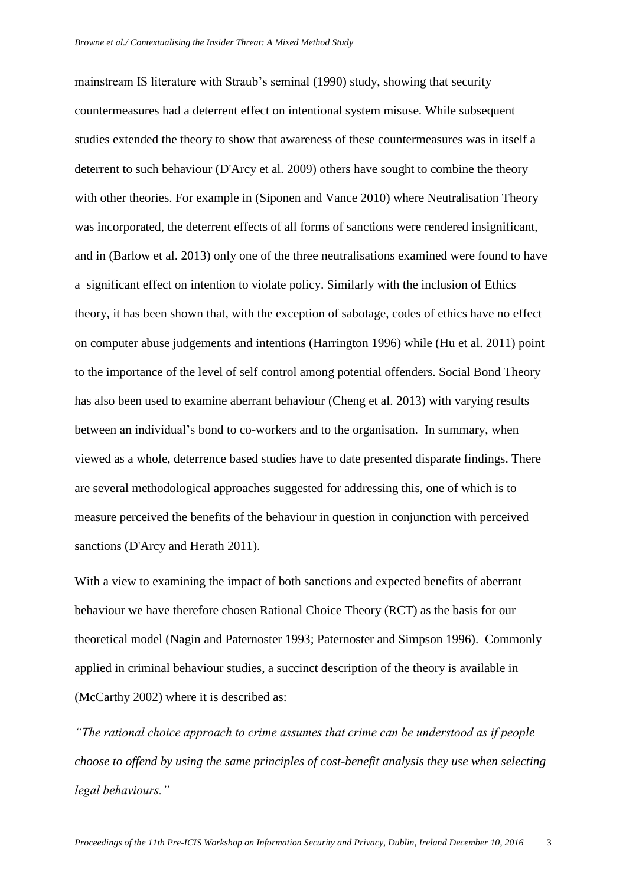mainstream IS literature with Straub's seminal (1990) study, showing that security countermeasures had a deterrent effect on intentional system misuse. While subsequent studies extended the theory to show that awareness of these countermeasures was in itself a deterrent to such behaviour (D'Arcy et al. 2009) others have sought to combine the theory with other theories. For example in (Siponen and Vance 2010) where Neutralisation Theory was incorporated, the deterrent effects of all forms of sanctions were rendered insignificant, and in (Barlow et al. 2013) only one of the three neutralisations examined were found to have a significant effect on intention to violate policy. Similarly with the inclusion of Ethics theory, it has been shown that, with the exception of sabotage, codes of ethics have no effect on computer abuse judgements and intentions (Harrington 1996) while (Hu et al. 2011) point to the importance of the level of self control among potential offenders. Social Bond Theory has also been used to examine aberrant behaviour (Cheng et al. 2013) with varying results between an individual's bond to co-workers and to the organisation. In summary, when viewed as a whole, deterrence based studies have to date presented disparate findings. There are several methodological approaches suggested for addressing this, one of which is to measure perceived the benefits of the behaviour in question in conjunction with perceived sanctions (D'Arcy and Herath 2011).

With a view to examining the impact of both sanctions and expected benefits of aberrant behaviour we have therefore chosen Rational Choice Theory (RCT) as the basis for our theoretical model (Nagin and Paternoster 1993; Paternoster and Simpson 1996). Commonly applied in criminal behaviour studies, a succinct description of the theory is available in (McCarthy 2002) where it is described as:

*"The rational choice approach to crime assumes that crime can be understood as if people choose to offend by using the same principles of cost-benefit analysis they use when selecting legal behaviours."*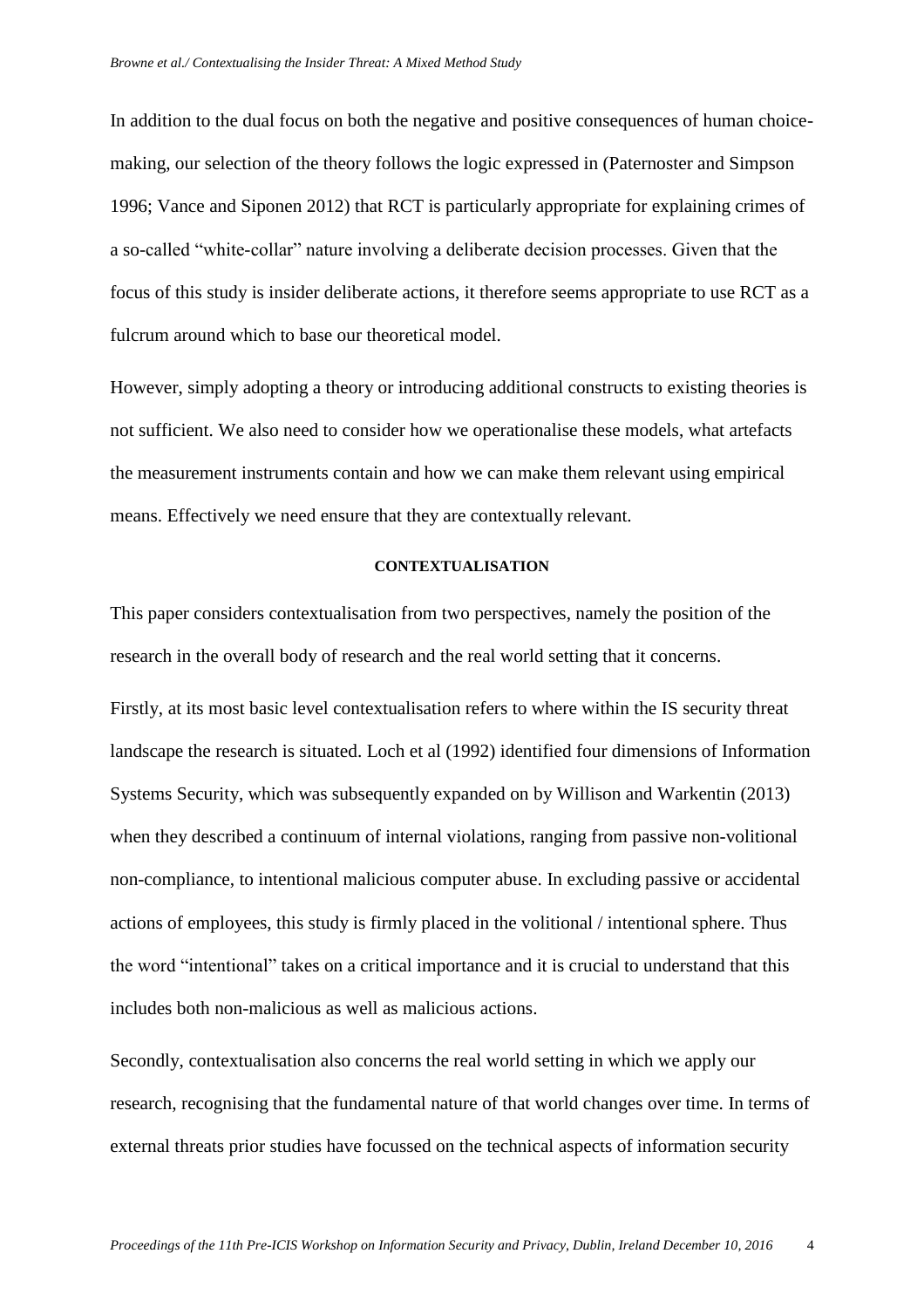In addition to the dual focus on both the negative and positive consequences of human choice-making, our selection of the theory follows the logic expressed in (Paternoster and Simpson 1996; Vance and Siponen 2012) that RCT is particularly appropriate for explaining crimes of a so-called "white-collar" nature involving a deliberate decision processes. Given that the focus of this study is insider deliberate actions, it therefore seems appropriate to use RCT as a fulcrum around which to base our theoretical model.

However, simply adopting a theory or introducing additional constructs to existing theories is not sufficient. We also need to consider how we operationalise these models, what artefacts the measurement instruments contain and how we can make them relevant using empirical means. Effectively we need ensure that they are contextually relevant.

## CONTEXTUALISATION

This paper considers contextualisation from two perspectives, namely the position of the research in the overall body of research and the real world setting that it concerns.

Firstly, at its most basic level contextualisation refers to where within the IS security threat landscape the research is situated. Loch et al (1992) identified four dimensions of Information Systems Security, which was subsequently expanded on by Willison and Warkentin (2013) when they described a continuum of internal violations, ranging from passive non-volitional non-compliance, to intentional malicious computer abuse. In excluding passive or accidental actions of employees, this study is firmly placed in the volitional / intentional sphere. Thus the word "intentional" takes on a critical importance and it is crucial to understand that this includes both non-malicious as well as malicious actions.

Secondly, contextualisation also concerns the real world setting in which we apply our research, recognising that the fundamental nature of that world changes over time. In terms of external threats prior studies have focussed on the technical aspects of information security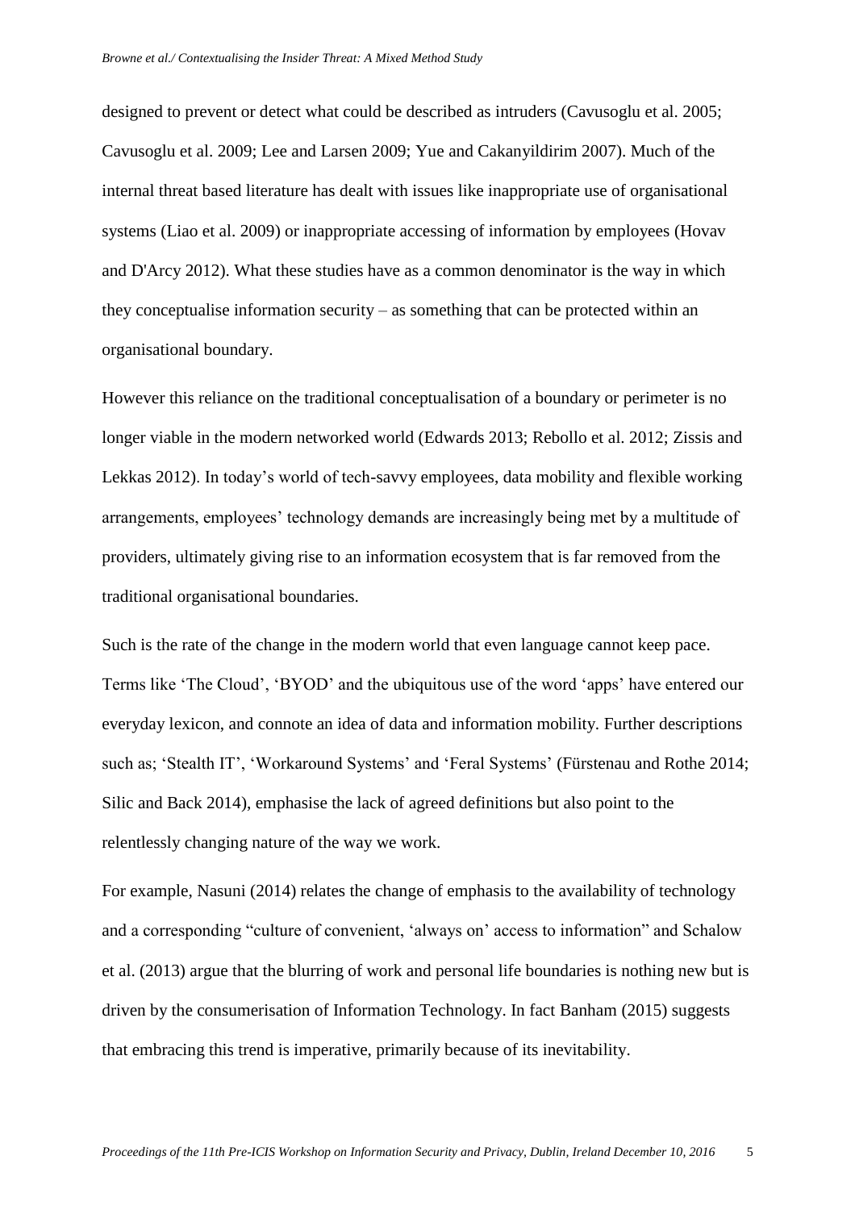designed to prevent or detect what could be described as intruders (Cavusoglu et al. 2005; Cavusoglu et al. 2009; Lee and Larsen 2009; Yue and Cakanyildirim 2007). Much of the internal threat based literature has dealt with issues like inappropriate use of organisational systems (Liao et al. 2009) or inappropriate accessing of information by employees (Hovav and D'Arcy 2012). What these studies have as a common denominator is the way in which they conceptualise information security – as something that can be protected within an organisational boundary.

However this reliance on the traditional conceptualisation of a boundary or perimeter is no longer viable in the modern networked world (Edwards 2013; Rebollo et al. 2012; Zissis and Lekkas 2012). In today's world of tech-savvy employees, data mobility and flexible working arrangements, employees' technology demands are increasingly being met by a multitude of providers, ultimately giving rise to an information ecosystem that is far removed from the traditional organisational boundaries.

Such is the rate of the change in the modern world that even language cannot keep pace. Terms like 'The Cloud', 'BYOD' and the ubiquitous use of the word 'apps' have entered our everyday lexicon, and connote an idea of data and information mobility. Further descriptions such as; 'Stealth IT', 'Workaround Systems' and 'Feral Systems' (Fürstenau and Rothe 2014; Silic and Back 2014), emphasise the lack of agreed definitions but also point to the relentlessly changing nature of the way we work.

For example, Nasuni (2014) relates the change of emphasis to the availability of technology and a corresponding "culture of convenient, 'always on' access to information" and Schalow et al. (2013) argue that the blurring of work and personal life boundaries is nothing new but is driven by the consumerisation of Information Technology. In fact Banham (2015) suggests that embracing this trend is imperative, primarily because of its inevitability.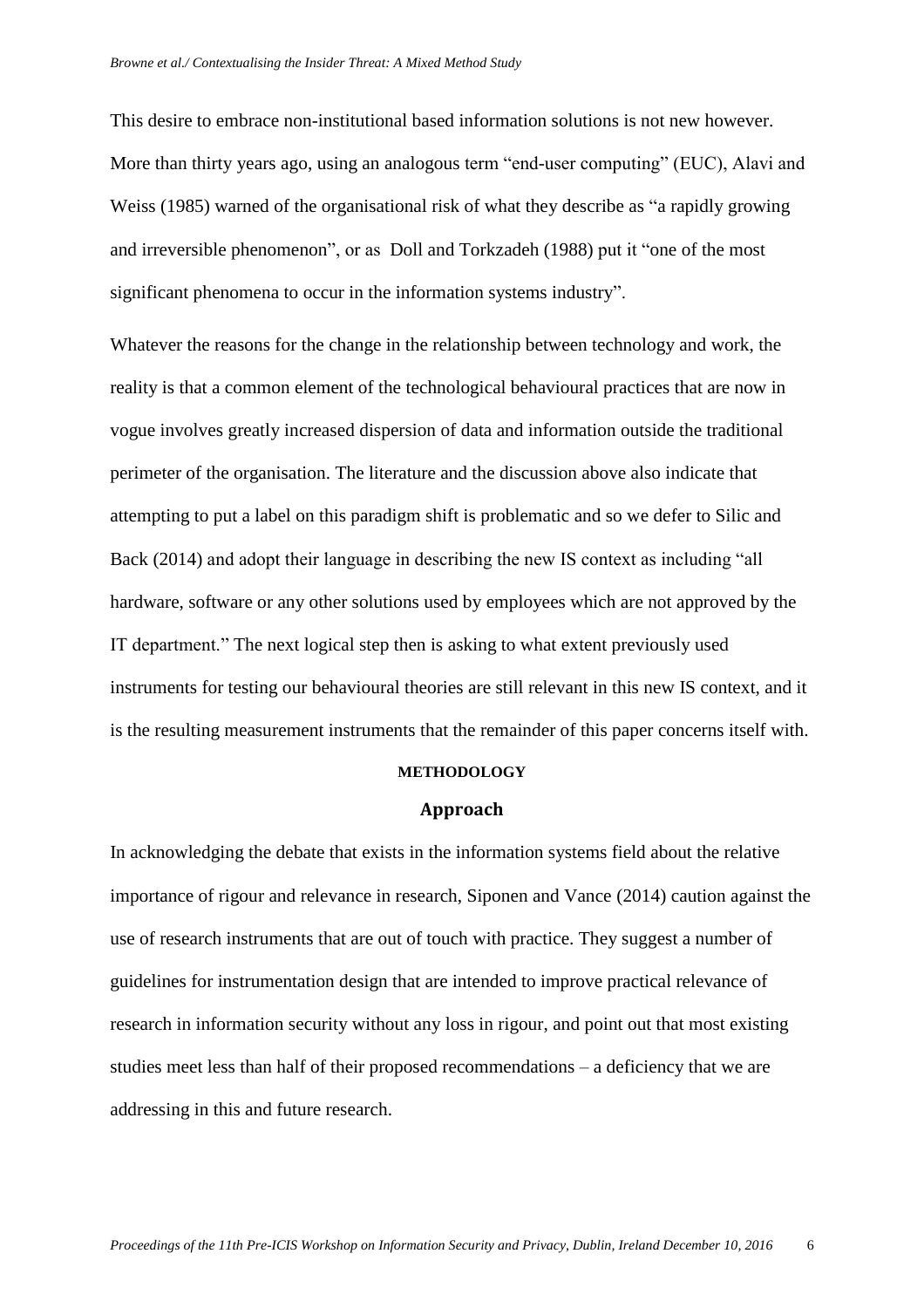This desire to embrace non-institutional based information solutions is not new however. More than thirty years ago, using an analogous term "end-user computing" (EUC), Alavi and Weiss (1985) warned of the organisational risk of what they describe as "a rapidly growing and irreversible phenomenon", or as Doll and Torkzadeh (1988) put it "one of the most significant phenomena to occur in the information systems industry".

Whatever the reasons for the change in the relationship between technology and work, the reality is that a common element of the technological behavioural practices that are now in vogue involves greatly increased dispersion of data and information outside the traditional perimeter of the organisation. The literature and the discussion above also indicate that attempting to put a label on this paradigm shift is problematic and so we defer to Silic and Back (2014) and adopt their language in describing the new IS context as including "all hardware, software or any other solutions used by employees which are not approved by the IT department." The next logical step then is asking to what extent previously used instruments for testing our behavioural theories are still relevant in this new IS context, and it is the resulting measurement instruments that the remainder of this paper concerns itself with.

## METHODOLOGY

### Approach

In acknowledging the debate that exists in the information systems field about the relative importance of rigour and relevance in research, Siponen and Vance (2014) caution against the use of research instruments that are out of touch with practice. They suggest a number of guidelines for instrumentation design that are intended to improve practical relevance of research in information security without any loss in rigour, and point out that most existing studies meet less than half of their proposed recommendations – a deficiency that we are addressing in this and future research.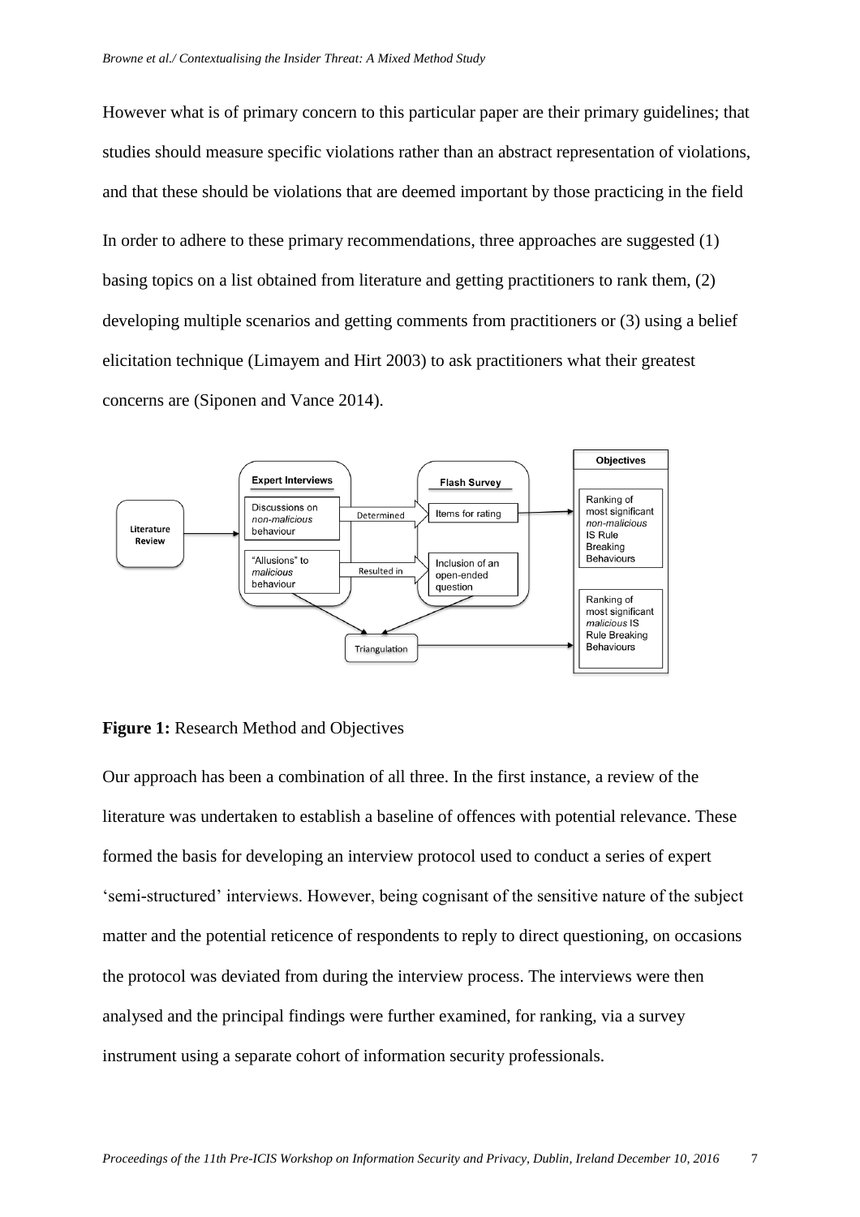However what is of primary concern to this particular paper are their primary guidelines; that studies should measure specific violations rather than an abstract representation of violations, and that these should be violations that are deemed important by those practicing in the field

In order to adhere to these primary recommendations, three approaches are suggested (1) basing topics on a list obtained from literature and getting practitioners to rank them, (2) developing multiple scenarios and getting comments from practitioners or (3) using a belief elicitation technique (Limayem and Hirt 2003) to ask practitioners what their greatest concerns are (Siponen and Vance 2014).

**Figure 1:** Research Method and Objectives

Our approach has been a combination of all three. In the first instance, a review of the literature was undertaken to establish a baseline of offences with potential relevance. These formed the basis for developing an interview protocol used to conduct a series of expert 'semi-structured' interviews. However, being cognisant of the sensitive nature of the subject matter and the potential reticence of respondents to reply to direct questioning, on occasions the protocol was deviated from during the interview process. The interviews were then analysed and the principal findings were further examined, for ranking, via a survey instrument using a separate cohort of information security professionals.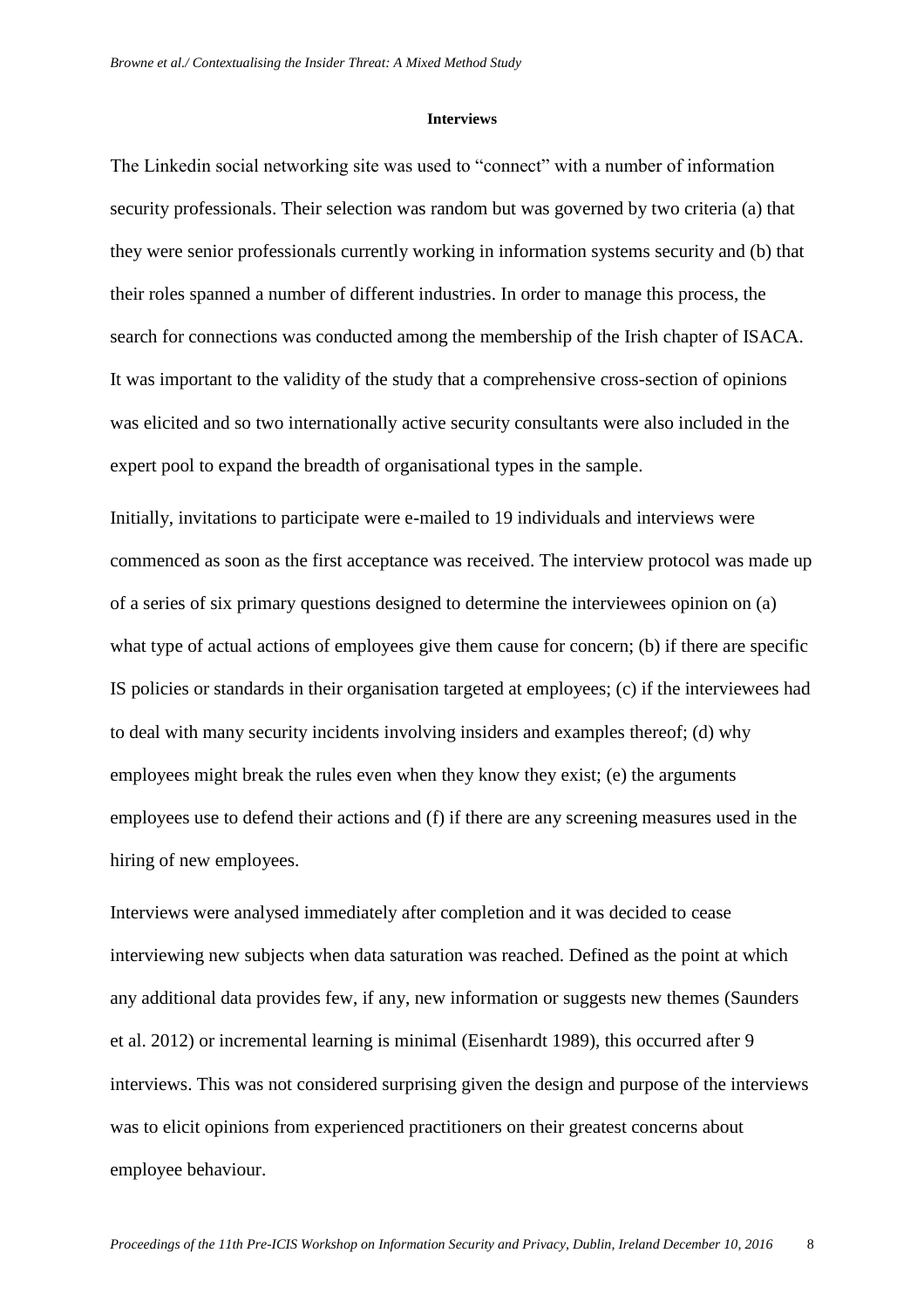### Interviews

The Linkedin social networking site was used to "connect" with a number of information security professionals. Their selection was random but was governed by two criteria (a) that they were senior professionals currently working in information systems security and (b) that their roles spanned a number of different industries. In order to manage this process, the search for connections was conducted among the membership of the Irish chapter of ISACA. It was important to the validity of the study that a comprehensive cross-section of opinions was elicited and so two internationally active security consultants were also included in the expert pool to expand the breadth of organisational types in the sample.

Initially, invitations to participate were e-mailed to 19 individuals and interviews were commenced as soon as the first acceptance was received. The interview protocol was made up of a series of six primary questions designed to determine the interviewees opinion on (a) what type of actual actions of employees give them cause for concern; (b) if there are specific IS policies or standards in their organisation targeted at employees; (c) if the interviewees had to deal with many security incidents involving insiders and examples thereof; (d) why employees might break the rules even when they know they exist; (e) the arguments employees use to defend their actions and (f) if there are any screening measures used in the hiring of new employees.

Interviews were analysed immediately after completion and it was decided to cease interviewing new subjects when data saturation was reached. Defined as the point at which any additional data provides few, if any, new information or suggests new themes (Saunders et al. 2012) or incremental learning is minimal (Eisenhardt 1989), this occurred after 9 interviews. This was not considered surprising given the design and purpose of the interviews was to elicit opinions from experienced practitioners on their greatest concerns about employee behaviour.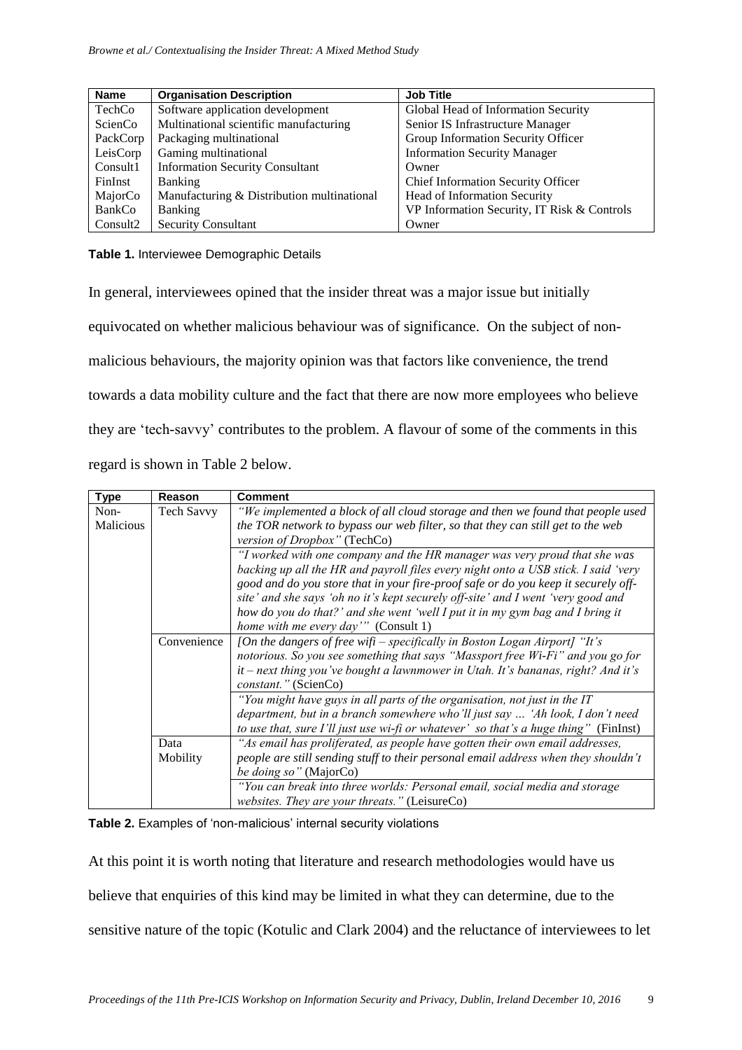| Name | Organisation Description | Job Title |
| --- | --- | --- |
| TechCo | Software application development | Global Head of Information Security |
| ScienCo | Multinational scientific manufacturing | Senior IS Infrastructure Manager |
| PackCorp | Packaging multinational | Group Information Security Officer |
| LeisCorp | Gaming multinational | Information Security Manager |
| Consult1 | Information Security Consultant | Owner |
| FinInst | Banking | Chief Information Security Officer |
| MajorCo | Manufacturing & Distribution multinational | Head of Information Security |
| BankCo | Banking | VP Information Security, IT Risk & Controls |
| Consult2 | Security Consultant | Owner |

**Table 1.** Interviewee Demographic Details

In general, interviewees opined that the insider threat was a major issue but initially equivocated on whether malicious behaviour was of significance. On the subject of non-malicious behaviours, the majority opinion was that factors like convenience, the trend towards a data mobility culture and the fact that there are now more employees who believe they are 'tech-savvy' contributes to the problem. A flavour of some of the comments in this regard is shown in Table 2 below.

| Type | Reason | Comment |
| --- | --- | --- |
| Non-Malicious | Tech Savvy | *"We implemented a block of all cloud storage and then we found that people used the TOR network to bypass our web filter, so that they can still get to the web version of Dropbox"* (TechCo) |
| | | *"I worked with one company and the HR manager was very proud that she was backing up all the HR and payroll files every night onto a USB stick. I said 'very good and do you store that in your fire-proof safe or do you keep it securely off-site' and she says 'oh no it's kept securely off-site' and I went 'very good and how do you do that?' and she went 'well I put it in my gym bag and I bring it home with me every day'"* (Consult 1) |
| | Convenience | *[On the dangers of free wifi – specifically in Boston Logan Airport] "It's notorious. So you see something that says "Massport free Wi-Fi" and you go for it – next thing you've bought a lawnmower in Utah. It's bananas, right? And it's constant."* (ScienCo) |
| | | *"You might have guys in all parts of the organisation, not just in the IT department, but in a branch somewhere who'll just say … 'Ah look, I don't need to use that, sure I'll just use wi-fi or whatever' so that's a huge thing"* (FinInst) |
| | Data Mobility | *"As email has proliferated, as people have gotten their own email addresses, people are still sending stuff to their personal email address when they shouldn't be doing so"* (MajorCo) |
| | | *"You can break into three worlds: Personal email, social media and storage websites. They are your threats."* (LeisureCo) |

**Table 2.** Examples of 'non-malicious' internal security violations

At this point it is worth noting that literature and research methodologies would have us believe that enquiries of this kind may be limited in what they can determine, due to the sensitive nature of the topic (Kotulic and Clark 2004) and the reluctance of interviewees to let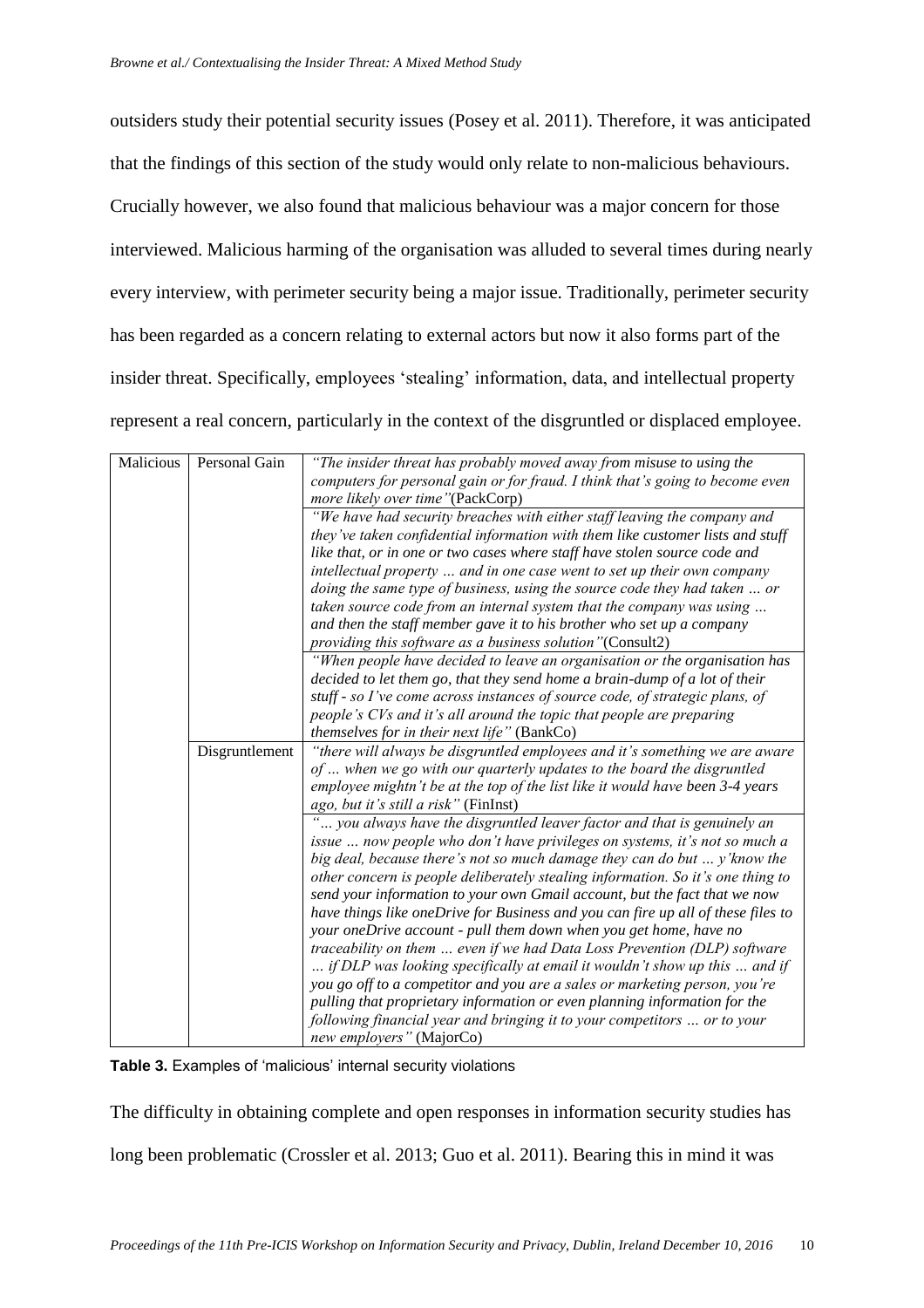outsiders study their potential security issues (Posey et al. 2011). Therefore, it was anticipated that the findings of this section of the study would only relate to non-malicious behaviours. Crucially however, we also found that malicious behaviour was a major concern for those interviewed. Malicious harming of the organisation was alluded to several times during nearly every interview, with perimeter security being a major issue. Traditionally, perimeter security has been regarded as a concern relating to external actors but now it also forms part of the insider threat. Specifically, employees 'stealing' information, data, and intellectual property represent a real concern, particularly in the context of the disgruntled or displaced employee.

| | | |
|---|---|---|
| Malicious | Personal Gain | *"The insider threat has probably moved away from misuse to using the computers for personal gain or for fraud. I think that's going to become even more likely over time"*(PackCorp) |
| | | *"We have had security breaches with either staff leaving the company and they've taken confidential information with them like customer lists and stuff like that, or in one or two cases where staff have stolen source code and intellectual property … and in one case went to set up their own company doing the same type of business, using the source code they had taken … or taken source code from an internal system that the company was using … and then the staff member gave it to his brother who set up a company providing this software as a business solution"*(Consult2) |
| | | *"When people have decided to leave an organisation or the organisation has decided to let them go, that they send home a brain-dump of a lot of their stuff - so I've come across instances of source code, of strategic plans, of people's CVs and it's all around the topic that people are preparing themselves for in their next life"* (BankCo) |
| | Disgruntlement | *"there will always be disgruntled employees and it's something we are aware of … when we go with our quarterly updates to the board the disgruntled employee mightn't be at the top of the list like it would have been 3-4 years ago, but it's still a risk"* (FinInst) |
| | | *"… you always have the disgruntled leaver factor and that is genuinely an issue … now people who don't have privileges on systems, it's not so much a big deal, because there's not so much damage they can do but … y'know the other concern is people deliberately stealing information. So it's one thing to send your information to your own Gmail account, but the fact that we now have things like oneDrive for Business and you can fire up all of these files to your oneDrive account - pull them down when you get home, have no traceability on them … even if we had Data Loss Prevention (DLP) software … if DLP was looking specifically at email it wouldn't show up this … and if you go off to a competitor and you are a sales or marketing person, you're pulling that proprietary information or even planning information for the following financial year and bringing it to your competitors … or to your new employers"* (MajorCo) |

**Table 3.** Examples of 'malicious' internal security violations

The difficulty in obtaining complete and open responses in information security studies has long been problematic (Crossler et al. 2013; Guo et al. 2011). Bearing this in mind it was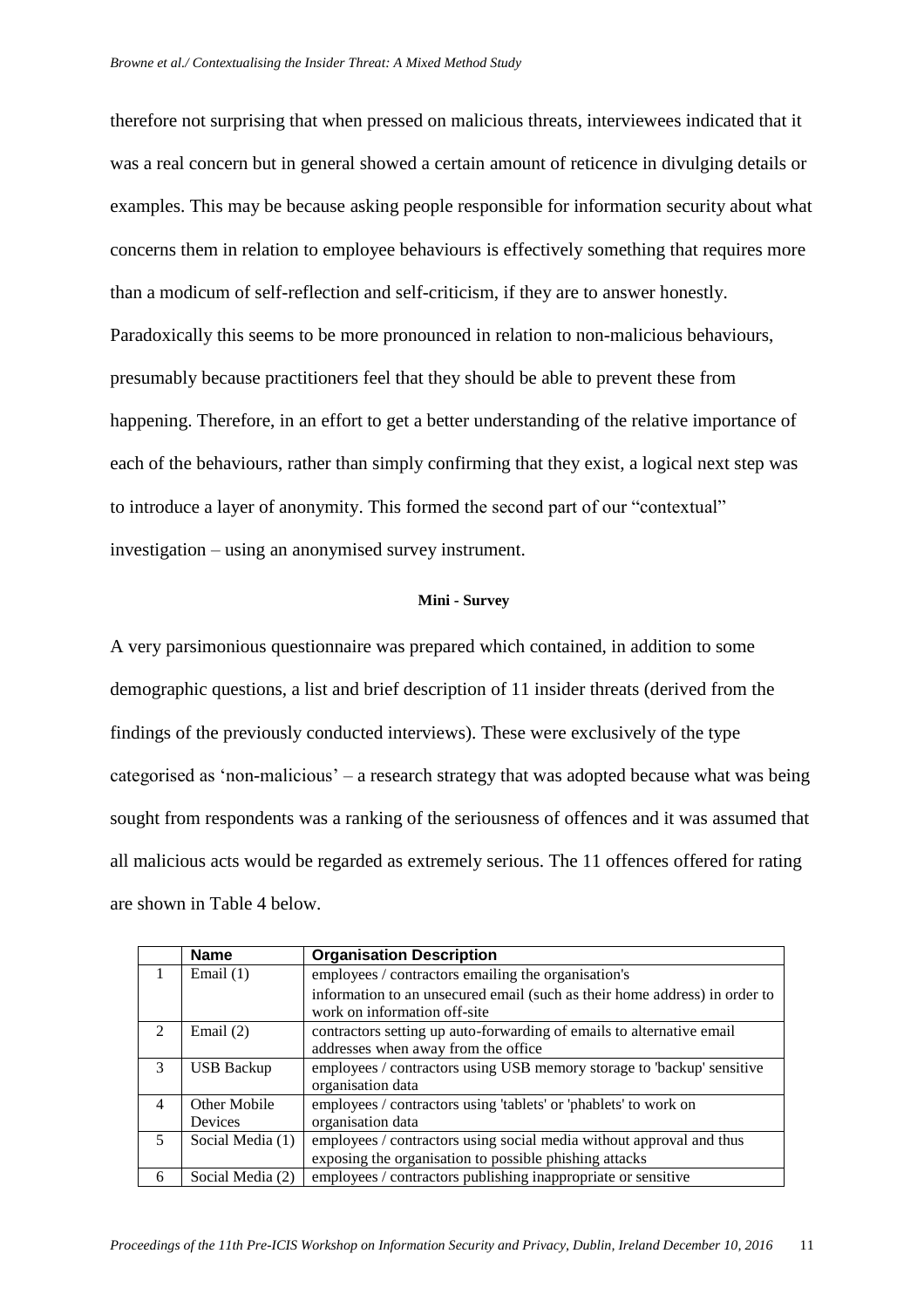therefore not surprising that when pressed on malicious threats, interviewees indicated that it was a real concern but in general showed a certain amount of reticence in divulging details or examples. This may be because asking people responsible for information security about what concerns them in relation to employee behaviours is effectively something that requires more than a modicum of self-reflection and self-criticism, if they are to answer honestly. Paradoxically this seems to be more pronounced in relation to non-malicious behaviours, presumably because practitioners feel that they should be able to prevent these from happening. Therefore, in an effort to get a better understanding of the relative importance of each of the behaviours, rather than simply confirming that they exist, a logical next step was to introduce a layer of anonymity. This formed the second part of our "contextual" investigation – using an anonymised survey instrument.

### Mini - Survey

A very parsimonious questionnaire was prepared which contained, in addition to some demographic questions, a list and brief description of 11 insider threats (derived from the findings of the previously conducted interviews). These were exclusively of the type categorised as 'non-malicious' – a research strategy that was adopted because what was being sought from respondents was a ranking of the seriousness of offences and it was assumed that all malicious acts would be regarded as extremely serious. The 11 offences offered for rating are shown in Table 4 below.

| | Name | Organisation Description |
|---|---|---|
| 1 | Email (1) | employees / contractors emailing the organisation's information to an unsecured email (such as their home address) in order to work on information off-site |
| 2 | Email (2) | contractors setting up auto-forwarding of emails to alternative email addresses when away from the office |
| 3 | USB Backup | employees / contractors using USB memory storage to 'backup' sensitive organisation data |
| 4 | Other Mobile Devices | employees / contractors using 'tablets' or 'phablets' to work on organisation data |
| 5 | Social Media (1) | employees / contractors using social media without approval and thus exposing the organisation to possible phishing attacks |
| 6 | Social Media (2) | employees / contractors publishing inappropriate or sensitive |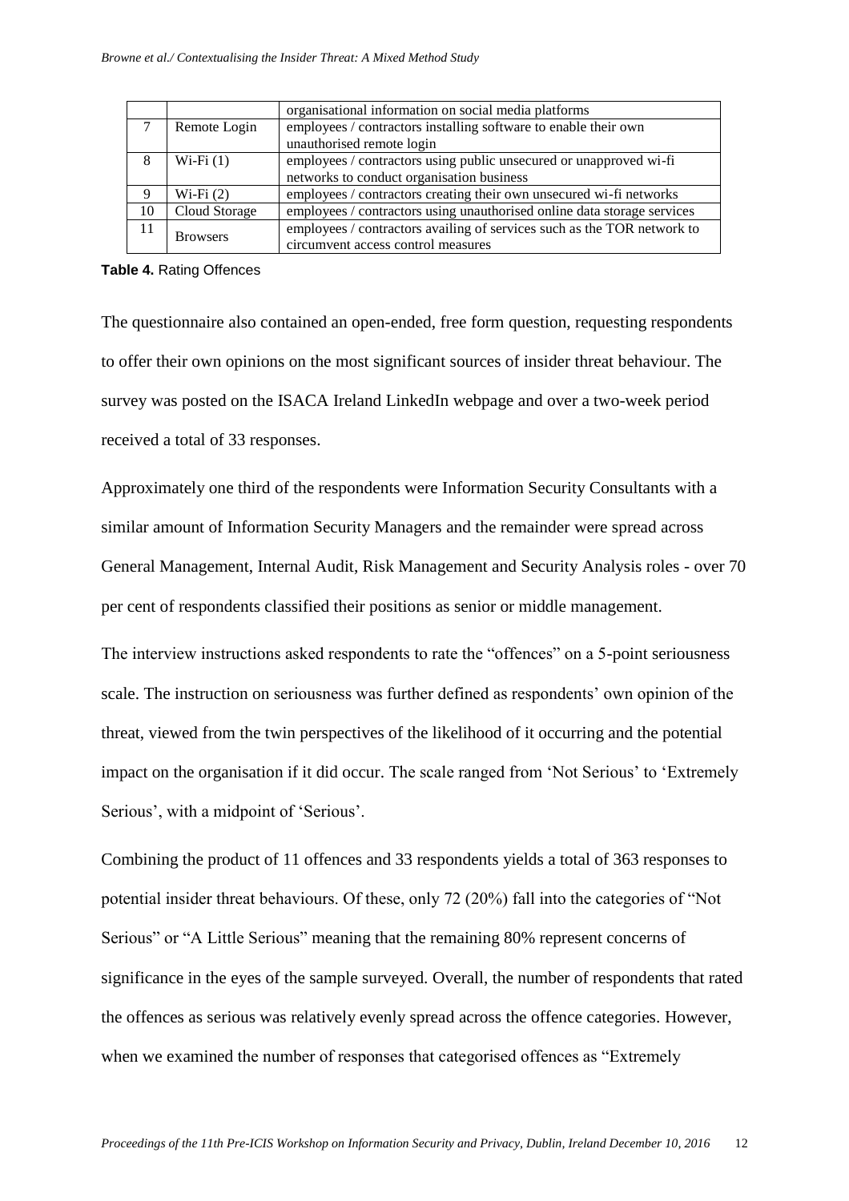| | | organisational information on social media platforms |
|---|---|---|
| 7 | Remote Login | employees / contractors installing software to enable their own unauthorised remote login |
| 8 | Wi-Fi (1) | employees / contractors using public unsecured or unapproved wi-fi networks to conduct organisation business |
| 9 | Wi-Fi (2) | employees / contractors creating their own unsecured wi-fi networks |
| 10 | Cloud Storage | employees / contractors using unauthorised online data storage services |
| 11 | Browsers | employees / contractors availing of services such as the TOR network to circumvent access control measures |

**Table 4.** Rating Offences

The questionnaire also contained an open-ended, free form question, requesting respondents to offer their own opinions on the most significant sources of insider threat behaviour. The survey was posted on the ISACA Ireland LinkedIn webpage and over a two-week period received a total of 33 responses.

Approximately one third of the respondents were Information Security Consultants with a similar amount of Information Security Managers and the remainder were spread across General Management, Internal Audit, Risk Management and Security Analysis roles - over 70 per cent of respondents classified their positions as senior or middle management.

The interview instructions asked respondents to rate the "offences" on a 5-point seriousness scale. The instruction on seriousness was further defined as respondents' own opinion of the threat, viewed from the twin perspectives of the likelihood of it occurring and the potential impact on the organisation if it did occur. The scale ranged from 'Not Serious' to 'Extremely Serious', with a midpoint of 'Serious'.

Combining the product of 11 offences and 33 respondents yields a total of 363 responses to potential insider threat behaviours. Of these, only 72 (20%) fall into the categories of "Not Serious" or "A Little Serious" meaning that the remaining 80% represent concerns of significance in the eyes of the sample surveyed. Overall, the number of respondents that rated the offences as serious was relatively evenly spread across the offence categories. However, when we examined the number of responses that categorised offences as "Extremely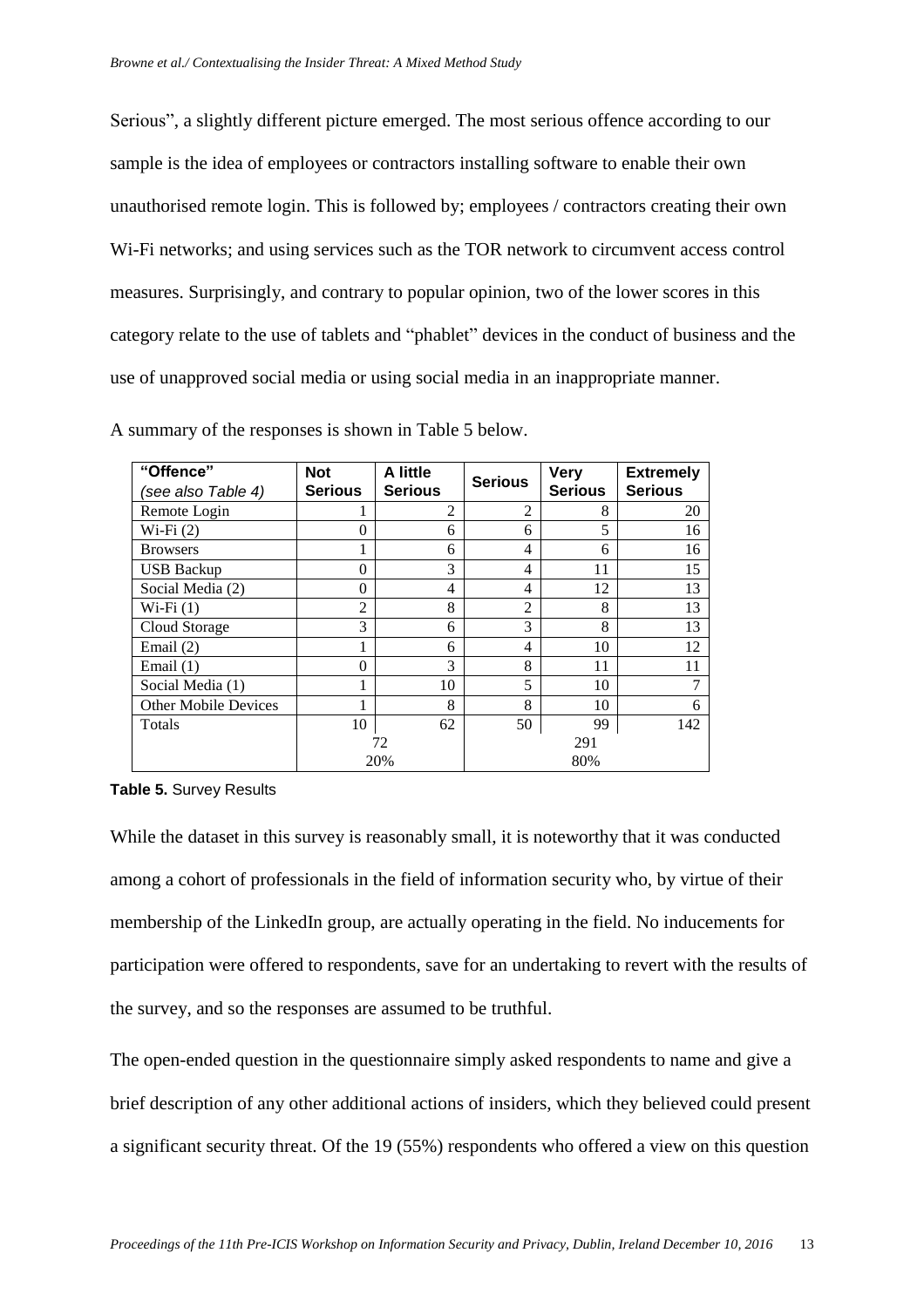Serious", a slightly different picture emerged. The most serious offence according to our sample is the idea of employees or contractors installing software to enable their own unauthorised remote login. This is followed by; employees / contractors creating their own Wi-Fi networks; and using services such as the TOR network to circumvent access control measures. Surprisingly, and contrary to popular opinion, two of the lower scores in this category relate to the use of tablets and "phablet" devices in the conduct of business and the use of unapproved social media or using social media in an inappropriate manner.

A summary of the responses is shown in Table 5 below.

| **"Offence"** *(see also Table 4)* | **Not Serious** | **A little Serious** | **Serious** | **Very Serious** | **Extremely Serious** |
|---|---|---|---|---|---|
| Remote Login | 1 | 2 | 2 | 8 | 20 |
| Wi-Fi (2) | 0 | 6 | 6 | 5 | 16 |
| Browsers | 1 | 6 | 4 | 6 | 16 |
| USB Backup | 0 | 3 | 4 | 11 | 15 |
| Social Media (2) | 0 | 4 | 4 | 12 | 13 |
| Wi-Fi (1) | 2 | 8 | 2 | 8 | 13 |
| Cloud Storage | 3 | 6 | 3 | 8 | 13 |
| Email (2) | 1 | 6 | 4 | 10 | 12 |
| Email (1) | 0 | 3 | 8 | 11 | 11 |
| Social Media (1) | 1 | 10 | 5 | 10 | 7 |
| Other Mobile Devices | 1 | 8 | 8 | 10 | 6 |
| Totals | 10 | 62 | 50 | 99 | 142 |
| | 72 | | 291 | | |
| | 20% | | 80% | | |

**Table 5.** Survey Results

While the dataset in this survey is reasonably small, it is noteworthy that it was conducted among a cohort of professionals in the field of information security who, by virtue of their membership of the LinkedIn group, are actually operating in the field. No inducements for participation were offered to respondents, save for an undertaking to revert with the results of the survey, and so the responses are assumed to be truthful.

The open-ended question in the questionnaire simply asked respondents to name and give a brief description of any other additional actions of insiders, which they believed could present a significant security threat. Of the 19 (55%) respondents who offered a view on this question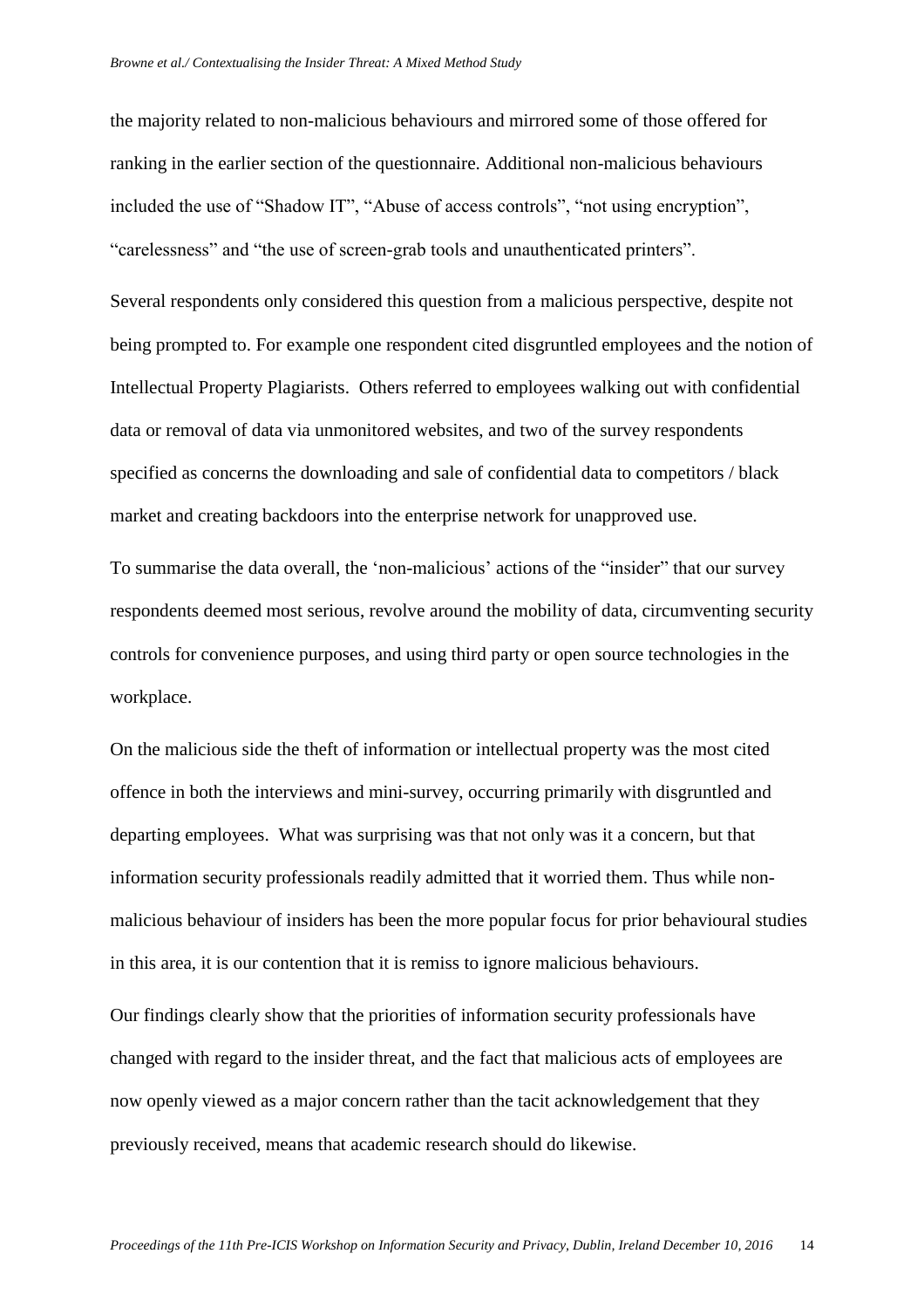the majority related to non-malicious behaviours and mirrored some of those offered for ranking in the earlier section of the questionnaire. Additional non-malicious behaviours included the use of "Shadow IT", "Abuse of access controls", "not using encryption", "carelessness" and "the use of screen-grab tools and unauthenticated printers".

Several respondents only considered this question from a malicious perspective, despite not being prompted to. For example one respondent cited disgruntled employees and the notion of Intellectual Property Plagiarists. Others referred to employees walking out with confidential data or removal of data via unmonitored websites, and two of the survey respondents specified as concerns the downloading and sale of confidential data to competitors / black market and creating backdoors into the enterprise network for unapproved use.

To summarise the data overall, the 'non-malicious' actions of the "insider" that our survey respondents deemed most serious, revolve around the mobility of data, circumventing security controls for convenience purposes, and using third party or open source technologies in the workplace.

On the malicious side the theft of information or intellectual property was the most cited offence in both the interviews and mini-survey, occurring primarily with disgruntled and departing employees. What was surprising was that not only was it a concern, but that information security professionals readily admitted that it worried them. Thus while non-malicious behaviour of insiders has been the more popular focus for prior behavioural studies in this area, it is our contention that it is remiss to ignore malicious behaviours.

Our findings clearly show that the priorities of information security professionals have changed with regard to the insider threat, and the fact that malicious acts of employees are now openly viewed as a major concern rather than the tacit acknowledgement that they previously received, means that academic research should do likewise.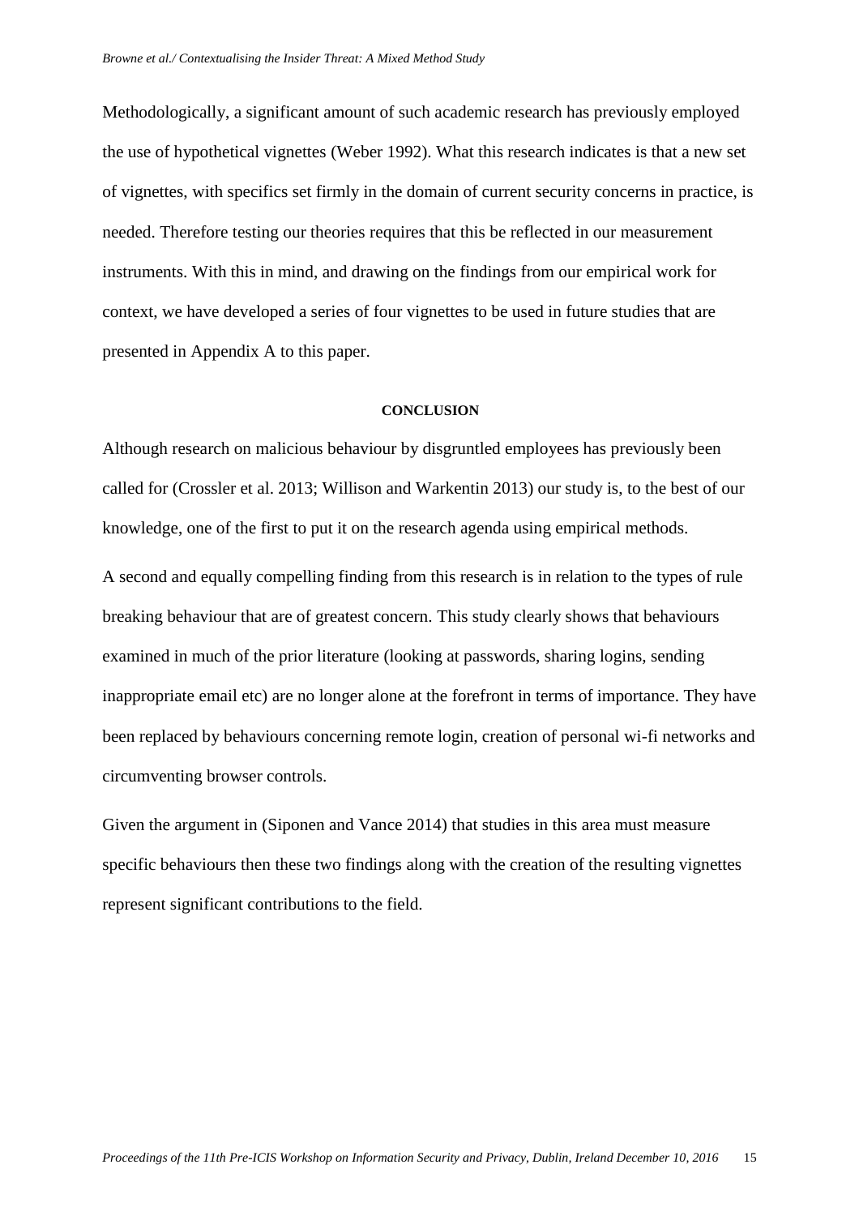Methodologically, a significant amount of such academic research has previously employed the use of hypothetical vignettes (Weber 1992). What this research indicates is that a new set of vignettes, with specifics set firmly in the domain of current security concerns in practice, is needed. Therefore testing our theories requires that this be reflected in our measurement instruments. With this in mind, and drawing on the findings from our empirical work for context, we have developed a series of four vignettes to be used in future studies that are presented in Appendix A to this paper.

## CONCLUSION

Although research on malicious behaviour by disgruntled employees has previously been called for (Crossler et al. 2013; Willison and Warkentin 2013) our study is, to the best of our knowledge, one of the first to put it on the research agenda using empirical methods.

A second and equally compelling finding from this research is in relation to the types of rule breaking behaviour that are of greatest concern. This study clearly shows that behaviours examined in much of the prior literature (looking at passwords, sharing logins, sending inappropriate email etc) are no longer alone at the forefront in terms of importance. They have been replaced by behaviours concerning remote login, creation of personal wi-fi networks and circumventing browser controls.

Given the argument in (Siponen and Vance 2014) that studies in this area must measure specific behaviours then these two findings along with the creation of the resulting vignettes represent significant contributions to the field.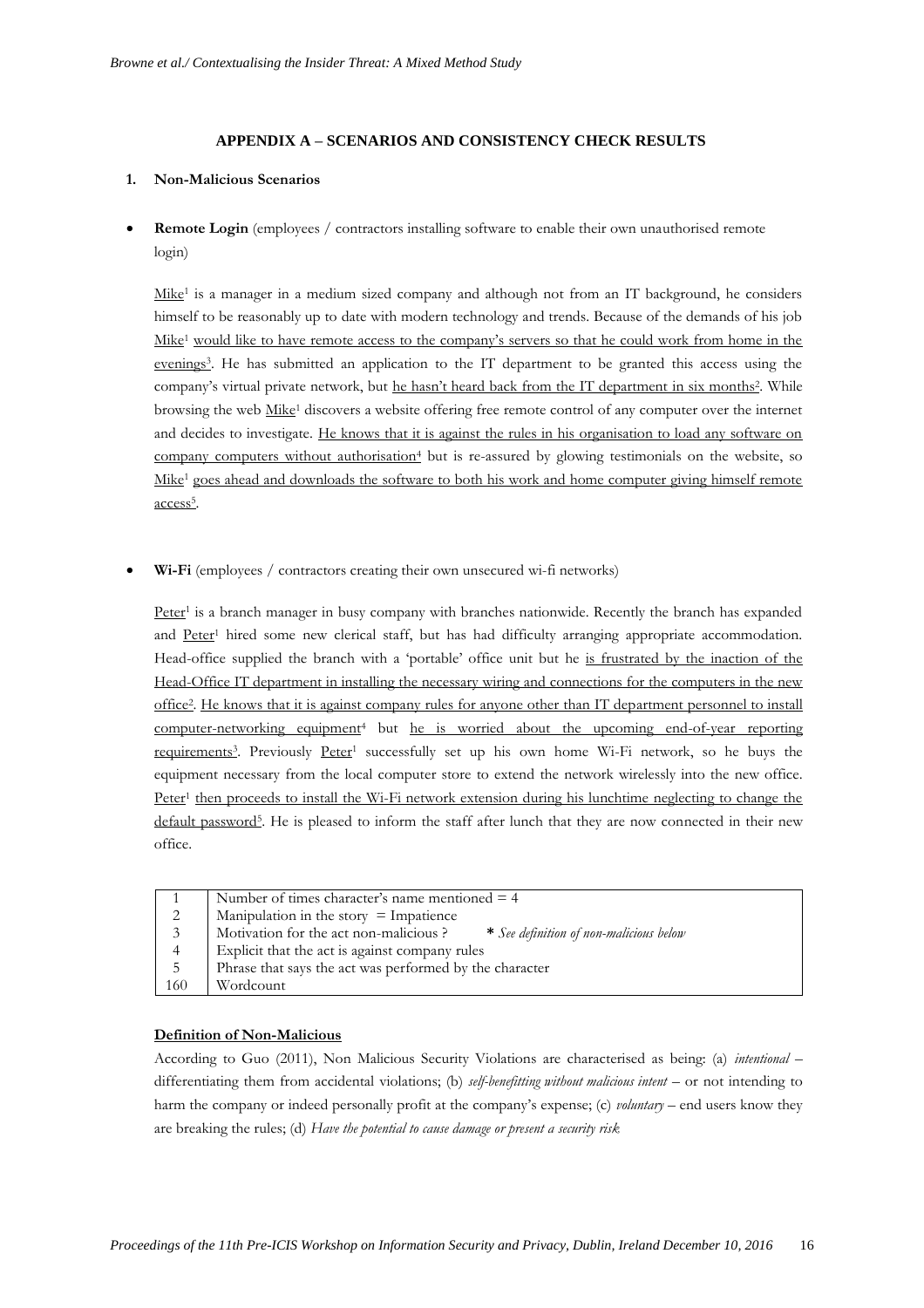### APPENDIX A – SCENARIOS AND CONSISTENCY CHECK RESULTS

**1. Non-Malicious Scenarios**

- **Remote Login** (employees / contractors installing software to enable their own unauthorised remote login)

<u>Mike</u>[1] is a manager in a medium sized company and although not from an IT background, he considers himself to be reasonably up to date with modern technology and trends. Because of the demands of his job <u>Mike</u>[1] <u>would like to have remote access to the company's servers so that he could work from home in the evenings</u>[3]. He has submitted an application to the IT department to be granted this access using the company's virtual private network, but <u>he hasn't heard back from the IT department in six months</u>[2]. While browsing the web <u>Mike</u>[1] discovers a website offering free remote control of any computer over the internet and decides to investigate. <u>He knows that it is against the rules in his organisation to load any software on company computers without authorisation</u>[4] but is re-assured by glowing testimonials on the website, so <u>Mike</u>[1] <u>goes ahead and downloads the software to both his work and home computer giving himself remote access</u>[5].

- **Wi-Fi** (employees / contractors creating their own unsecured wi-fi networks)

<u>Peter</u>[1] is a branch manager in busy company with branches nationwide. Recently the branch has expanded and <u>Peter</u>[1] hired some new clerical staff, but has had difficulty arranging appropriate accommodation. Head-office supplied the branch with a 'portable' office unit but he <u>is frustrated by the inaction of the Head-Office IT department in installing the necessary wiring and connections for the computers in the new office</u>[2]. <u>He knows that it is against company rules for anyone other than IT department personnel to install computer-networking equipment</u>[4] but <u>he is worried about the upcoming end-of-year reporting requirements</u>[3]. Previously <u>Peter</u>[1] successfully set up his own home Wi-Fi network, so he buys the equipment necessary from the local computer store to extend the network wirelessly into the new office. <u>Peter</u>[1] <u>then proceeds to install the Wi-Fi network extension during his lunchtime neglecting to change the default password</u>[5]. He is pleased to inform the staff after lunch that they are now connected in their new office.

| | |
|---|---|
| 1 | Number of times character's name mentioned = 4 |
| 2 | Manipulation in the story = Impatience |
| 3 | Motivation for the act non-malicious ? **\*** *See definition of non-malicious below* |
| 4 | Explicit that the act is against company rules |
| 5 | Phrase that says the act was performed by the character |
| 160 | Wordcount |

**<u>Definition of Non-Malicious</u>**

According to Guo (2011), Non Malicious Security Violations are characterised as being: (a) *intentional* – differentiating them from accidental violations; (b) *self-benefitting without malicious intent* – or not intending to harm the company or indeed personally profit at the company's expense; (c) *voluntary* – end users know they are breaking the rules; (d) *Have the potential to cause damage or present a security risk*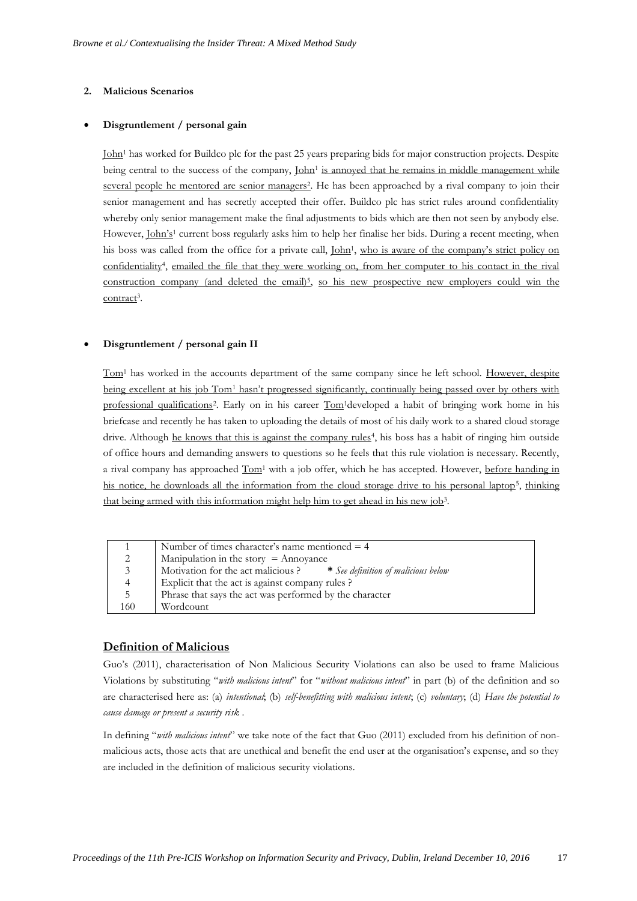**2. Malicious Scenarios**

- **Disgruntlement / personal gain**

John[1] has worked for Buildco plc for the past 25 years preparing bids for major construction projects. Despite being central to the success of the company, John[1] is annoyed that he remains in middle management while several people he mentored are senior managers[2]. He has been approached by a rival company to join their senior management and has secretly accepted their offer. Buildco plc has strict rules around confidentiality whereby only senior management make the final adjustments to bids which are then not seen by anybody else. However, John's[1] current boss regularly asks him to help her finalise her bids. During a recent meeting, when his boss was called from the office for a private call, John[1], who is aware of the company's strict policy on confidentiality[4], emailed the file that they were working on, from her computer to his contact in the rival construction company (and deleted the email)[5], so his new prospective new employers could win the contract[3].

- **Disgruntlement / personal gain II**

Tom[1] has worked in the accounts department of the same company since he left school. However, despite being excellent at his job Tom[1] hasn't progressed significantly, continually being passed over by others with professional qualifications[2]. Early on in his career Tom[1]developed a habit of bringing work home in his briefcase and recently he has taken to uploading the details of most of his daily work to a shared cloud storage drive. Although he knows that this is against the company rules[4], his boss has a habit of ringing him outside of office hours and demanding answers to questions so he feels that this rule violation is necessary. Recently, a rival company has approached Tom[1] with a job offer, which he has accepted. However, before handing in his notice, he downloads all the information from the cloud storage drive to his personal laptop[5], thinking that being armed with this information might help him to get ahead in his new job[3].

| | |
|---|---|
| 1 | Number of times character's name mentioned = 4 |
| 2 | Manipulation in the story = Annoyance |
| 3 | Motivation for the act malicious ? **\*** *See definition of malicious below* |
| 4 | Explicit that the act is against company rules ? |
| 5 | Phrase that says the act was performed by the character |
| 160 | Wordcount |

## Definition of Malicious

Guo's (2011), characterisation of Non Malicious Security Violations can also be used to frame Malicious Violations by substituting "*with malicious intent*" for "*without malicious intent*" in part (b) of the definition and so are characterised here as: (a) *intentional*; (b) *self-benefitting with malicious intent*; (c) *voluntary*; (d) *Have the potential to cause damage or present a security risk* .

In defining "*with malicious intent*" we take note of the fact that Guo (2011) excluded from his definition of non-malicious acts, those acts that are unethical and benefit the end user at the organisation's expense, and so they are included in the definition of malicious security violations.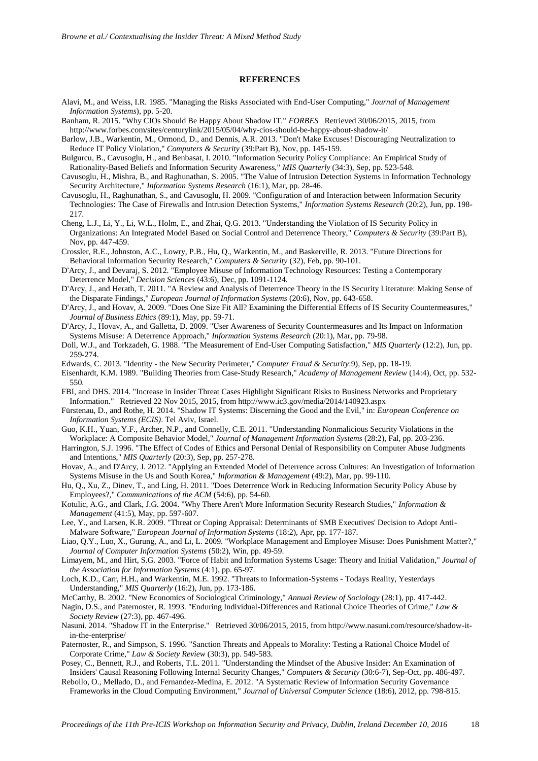## REFERENCES

Alavi, M., and Weiss, I.R. 1985. "Managing the Risks Associated with End-User Computing," *Journal of Management Information Systems*), pp. 5-20.

Banham, R. 2015. "Why CIOs Should Be Happy About Shadow IT." *FORBES* Retrieved 30/06/2015, 2015, from http://www.forbes.com/sites/centurylink/2015/05/04/why-cios-should-be-happy-about-shadow-it/

Barlow, J.B., Warkentin, M., Ormond, D., and Dennis, A.R. 2013. "Don't Make Excuses! Discouraging Neutralization to Reduce IT Policy Violation," *Computers & Security* (39:Part B), Nov, pp. 145-159.

Bulgurcu, B., Cavusoglu, H., and Benbasat, I. 2010. "Information Security Policy Compliance: An Empirical Study of Rationality-Based Beliefs and Information Security Awareness," *MIS Quarterly* (34:3), Sep, pp. 523-548.

Cavusoglu, H., Mishra, B., and Raghunathan, S. 2005. "The Value of Intrusion Detection Systems in Information Technology Security Architecture," *Information Systems Research* (16:1), Mar, pp. 28-46.

Cavusoglu, H., Raghunathan, S., and Cavusoglu, H. 2009. "Configuration of and Interaction between Information Security Technologies: The Case of Firewalls and Intrusion Detection Systems," *Information Systems Research* (20:2), Jun, pp. 198-217.

Cheng, L.J., Li, Y., Li, W.L., Holm, E., and Zhai, Q.G. 2013. "Understanding the Violation of IS Security Policy in Organizations: An Integrated Model Based on Social Control and Deterrence Theory," *Computers & Security* (39:Part B), Nov, pp. 447-459.

Crossler, R.E., Johnston, A.C., Lowry, P.B., Hu, Q., Warkentin, M., and Baskerville, R. 2013. "Future Directions for Behavioral Information Security Research," *Computers & Security* (32), Feb, pp. 90-101.

D'Arcy, J., and Devaraj, S. 2012. "Employee Misuse of Information Technology Resources: Testing a Contemporary Deterrence Model," *Decision Sciences* (43:6), Dec, pp. 1091-1124.

D'Arcy, J., and Herath, T. 2011. "A Review and Analysis of Deterrence Theory in the IS Security Literature: Making Sense of the Disparate Findings," *European Journal of Information Systems* (20:6), Nov, pp. 643-658.

D'Arcy, J., and Hovav, A. 2009. "Does One Size Fit All? Examining the Differential Effects of IS Security Countermeasures," *Journal of Business Ethics* (89:1), May, pp. 59-71.

D'Arcy, J., Hovav, A., and Galletta, D. 2009. "User Awareness of Security Countermeasures and Its Impact on Information Systems Misuse: A Deterrence Approach," *Information Systems Research* (20:1), Mar, pp. 79-98.

Doll, W.J., and Torkzadeh, G. 1988. "The Measurement of End-User Computing Satisfaction," *MIS Quarterly* (12:2), Jun, pp. 259-274.

Edwards, C. 2013. "Identity - the New Security Perimeter," *Computer Fraud & Security*:9), Sep, pp. 18-19.

Eisenhardt, K.M. 1989. "Building Theories from Case-Study Research," *Academy of Management Review* (14:4), Oct, pp. 532-550.

FBI, and DHS. 2014. "Increase in Insider Threat Cases Highlight Significant Risks to Business Networks and Proprietary Information." Retrieved 22 Nov 2015, 2015, from http://www.ic3.gov/media/2014/140923.aspx

Fürstenau, D., and Rothe, H. 2014. "Shadow IT Systems: Discerning the Good and the Evil," in: *European Conference on Information Systems (ECIS)*. Tel Aviv, Israel.

Guo, K.H., Yuan, Y.F., Archer, N.P., and Connelly, C.E. 2011. "Understanding Nonmalicious Security Violations in the Workplace: A Composite Behavior Model," *Journal of Management Information Systems* (28:2), Fal, pp. 203-236.

Harrington, S.J. 1996. "The Effect of Codes of Ethics and Personal Denial of Responsibility on Computer Abuse Judgments and Intentions," *MIS Quarterly* (20:3), Sep, pp. 257-278.

Hovav, A., and D'Arcy, J. 2012. "Applying an Extended Model of Deterrence across Cultures: An Investigation of Information Systems Misuse in the Us and South Korea," *Information & Management* (49:2), Mar, pp. 99-110.

Hu, Q., Xu, Z., Dinev, T., and Ling, H. 2011. "Does Deterrence Work in Reducing Information Security Policy Abuse by Employees?," *Communications of the ACM* (54:6), pp. 54-60.

Kotulic, A.G., and Clark, J.G. 2004. "Why There Aren't More Information Security Research Studies," *Information & Management* (41:5), May, pp. 597-607.

Lee, Y., and Larsen, K.R. 2009. "Threat or Coping Appraisal: Determinants of SMB Executives' Decision to Adopt Anti-Malware Software," *European Journal of Information Systems* (18:2), Apr, pp. 177-187.

Liao, Q.Y., Luo, X., Gurung, A., and Li, L. 2009. "Workplace Management and Employee Misuse: Does Punishment Matter?," *Journal of Computer Information Systems* (50:2), Win, pp. 49-59.

Limayem, M., and Hirt, S.G. 2003. "Force of Habit and Information Systems Usage: Theory and Initial Validation," *Journal of the Association for Information Systems* (4:1), pp. 65-97.

Loch, K.D., Carr, H.H., and Warkentin, M.E. 1992. "Threats to Information-Systems - Todays Reality, Yesterdays Understanding," *MIS Quarterly* (16:2), Jun, pp. 173-186.

McCarthy, B. 2002. "New Economics of Sociological Criminology," *Annual Review of Sociology* (28:1), pp. 417-442.

Nagin, D.S., and Paternoster, R. 1993. "Enduring Individual-Differences and Rational Choice Theories of Crime," *Law & Society Review* (27:3), pp. 467-496.

Nasuni. 2014. "Shadow IT in the Enterprise." Retrieved 30/06/2015, 2015, from http://www.nasuni.com/resource/shadow-it-in-the-enterprise/

Paternoster, R., and Simpson, S. 1996. "Sanction Threats and Appeals to Morality: Testing a Rational Choice Model of Corporate Crime," *Law & Society Review* (30:3), pp. 549-583.

Posey, C., Bennett, R.J., and Roberts, T.L. 2011. "Understanding the Mindset of the Abusive Insider: An Examination of Insiders' Causal Reasoning Following Internal Security Changes," *Computers & Security* (30:6-7), Sep-Oct, pp. 486-497.

Rebollo, O., Mellado, D., and Fernandez-Medina, E. 2012. "A Systematic Review of Information Security Governance Frameworks in the Cloud Computing Environment," *Journal of Universal Computer Science* (18:6), 2012, pp. 798-815.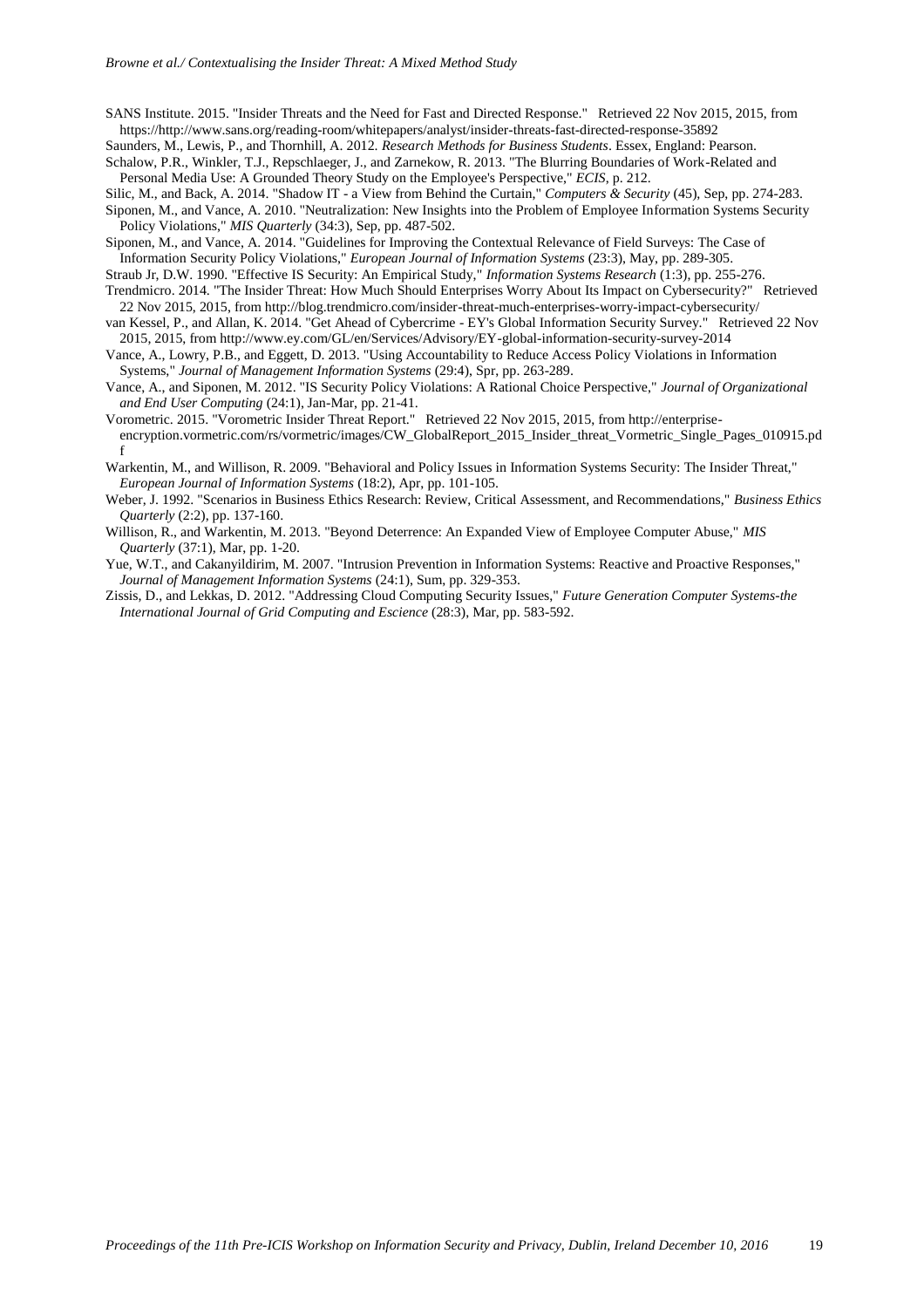SANS Institute. 2015. "Insider Threats and the Need for Fast and Directed Response." Retrieved 22 Nov 2015, 2015, from https://http://www.sans.org/reading-room/whitepapers/analyst/insider-threats-fast-directed-response-35892

Saunders, M., Lewis, P., and Thornhill, A. 2012. *Research Methods for Business Students*. Essex, England: Pearson.

Schalow, P.R., Winkler, T.J., Repschlaeger, J., and Zarnekow, R. 2013. "The Blurring Boundaries of Work-Related and Personal Media Use: A Grounded Theory Study on the Employee's Perspective," *ECIS*, p. 212.

Silic, M., and Back, A. 2014. "Shadow IT - a View from Behind the Curtain," *Computers & Security* (45), Sep, pp. 274-283.

Siponen, M., and Vance, A. 2010. "Neutralization: New Insights into the Problem of Employee Information Systems Security Policy Violations," *MIS Quarterly* (34:3), Sep, pp. 487-502.

Siponen, M., and Vance, A. 2014. "Guidelines for Improving the Contextual Relevance of Field Surveys: The Case of Information Security Policy Violations," *European Journal of Information Systems* (23:3), May, pp. 289-305.

Straub Jr, D.W. 1990. "Effective IS Security: An Empirical Study," *Information Systems Research* (1:3), pp. 255-276.

Trendmicro. 2014. "The Insider Threat: How Much Should Enterprises Worry About Its Impact on Cybersecurity?" Retrieved 22 Nov 2015, 2015, from http://blog.trendmicro.com/insider-threat-much-enterprises-worry-impact-cybersecurity/

van Kessel, P., and Allan, K. 2014. "Get Ahead of Cybercrime - EY's Global Information Security Survey." Retrieved 22 Nov 2015, 2015, from http://www.ey.com/GL/en/Services/Advisory/EY-global-information-security-survey-2014

Vance, A., Lowry, P.B., and Eggett, D. 2013. "Using Accountability to Reduce Access Policy Violations in Information Systems," *Journal of Management Information Systems* (29:4), Spr, pp. 263-289.

Vance, A., and Siponen, M. 2012. "IS Security Policy Violations: A Rational Choice Perspective," *Journal of Organizational and End User Computing* (24:1), Jan-Mar, pp. 21-41.

Vorometric. 2015. "Vorometric Insider Threat Report." Retrieved 22 Nov 2015, 2015, from http://enterprise-encryption.vormetric.com/rs/vormetric/images/CW_GlobalReport_2015_Insider_threat_Vormetric_Single_Pages_010915.pdf

Warkentin, M., and Willison, R. 2009. "Behavioral and Policy Issues in Information Systems Security: The Insider Threat," *European Journal of Information Systems* (18:2), Apr, pp. 101-105.

Weber, J. 1992. "Scenarios in Business Ethics Research: Review, Critical Assessment, and Recommendations," *Business Ethics Quarterly* (2:2), pp. 137-160.

Willison, R., and Warkentin, M. 2013. "Beyond Deterrence: An Expanded View of Employee Computer Abuse," *MIS Quarterly* (37:1), Mar, pp. 1-20.

Yue, W.T., and Cakanyildirim, M. 2007. "Intrusion Prevention in Information Systems: Reactive and Proactive Responses," *Journal of Management Information Systems* (24:1), Sum, pp. 329-353.

Zissis, D., and Lekkas, D. 2012. "Addressing Cloud Computing Security Issues," *Future Generation Computer Systems-the International Journal of Grid Computing and Escience* (28:3), Mar, pp. 583-592.